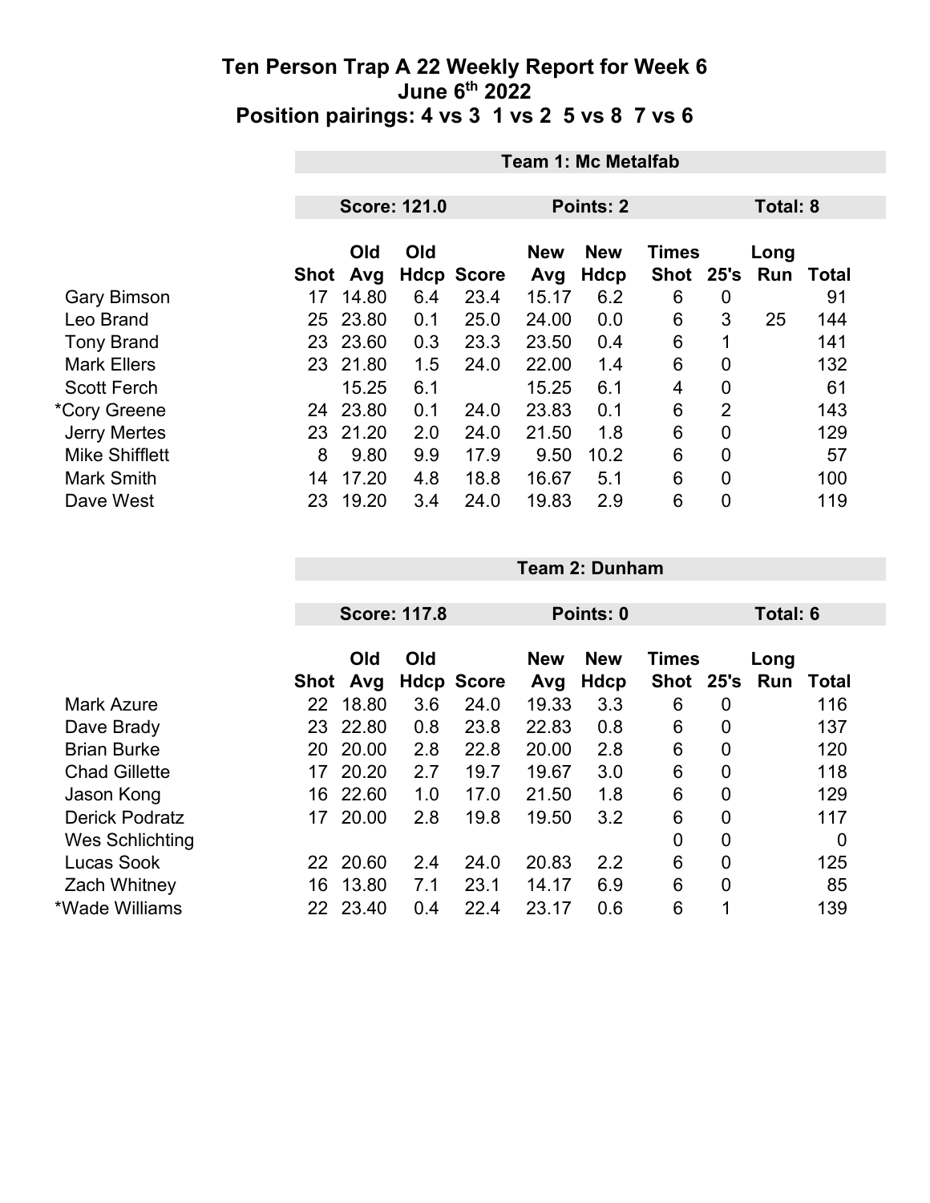# Ten Person Trap A 22 Weekly Report for Week 6
## June 6th 2022
## Position pairings: 4 vs 3 1 vs 2 5 vs 8 7 vs 6

**Team 1: Mc Metalfab**

**Score: 121.0** | **Points: 2** | **Total: 8**

| | Shot | Old Avg | Old Hdcp | Score | New Avg | New Hdcp | Times Shot | 25's | Long Run | Total |
|---|---|---|---|---|---|---|---|---|---|---|
| Gary Bimson | 17 | 14.80 | 6.4 | 23.4 | 15.17 | 6.2 | 6 | 0 | | 91 |
| Leo Brand | 25 | 23.80 | 0.1 | 25.0 | 24.00 | 0.0 | 6 | 3 | 25 | 144 |
| Tony Brand | 23 | 23.60 | 0.3 | 23.3 | 23.50 | 0.4 | 6 | 1 | | 141 |
| Mark Ellers | 23 | 21.80 | 1.5 | 24.0 | 22.00 | 1.4 | 6 | 0 | | 132 |
| Scott Ferch | | 15.25 | 6.1 | | 15.25 | 6.1 | 4 | 0 | | 61 |
| *Cory Greene | 24 | 23.80 | 0.1 | 24.0 | 23.83 | 0.1 | 6 | 2 | | 143 |
| Jerry Mertes | 23 | 21.20 | 2.0 | 24.0 | 21.50 | 1.8 | 6 | 0 | | 129 |
| Mike Shifflett | 8 | 9.80 | 9.9 | 17.9 | 9.50 | 10.2 | 6 | 0 | | 57 |
| Mark Smith | 14 | 17.20 | 4.8 | 18.8 | 16.67 | 5.1 | 6 | 0 | | 100 |
| Dave West | 23 | 19.20 | 3.4 | 24.0 | 19.83 | 2.9 | 6 | 0 | | 119 |

**Team 2: Dunham**

**Score: 117.8** | **Points: 0** | **Total: 6**

| | Shot | Old Avg | Old Hdcp | Score | New Avg | New Hdcp | Times Shot | 25's | Long Run | Total |
|---|---|---|---|---|---|---|---|---|---|---|
| Mark Azure | 22 | 18.80 | 3.6 | 24.0 | 19.33 | 3.3 | 6 | 0 | | 116 |
| Dave Brady | 23 | 22.80 | 0.8 | 23.8 | 22.83 | 0.8 | 6 | 0 | | 137 |
| Brian Burke | 20 | 20.00 | 2.8 | 22.8 | 20.00 | 2.8 | 6 | 0 | | 120 |
| Chad Gillette | 17 | 20.20 | 2.7 | 19.7 | 19.67 | 3.0 | 6 | 0 | | 118 |
| Jason Kong | 16 | 22.60 | 1.0 | 17.0 | 21.50 | 1.8 | 6 | 0 | | 129 |
| Derick Podratz | 17 | 20.00 | 2.8 | 19.8 | 19.50 | 3.2 | 6 | 0 | | 117 |
| Wes Schlichting | | | | | | | 0 | 0 | | 0 |
| Lucas Sook | 22 | 20.60 | 2.4 | 24.0 | 20.83 | 2.2 | 6 | 0 | | 125 |
| Zach Whitney | 16 | 13.80 | 7.1 | 23.1 | 14.17 | 6.9 | 6 | 0 | | 85 |
| *Wade Williams | 22 | 23.40 | 0.4 | 22.4 | 23.17 | 0.6 | 6 | 1 | | 139 |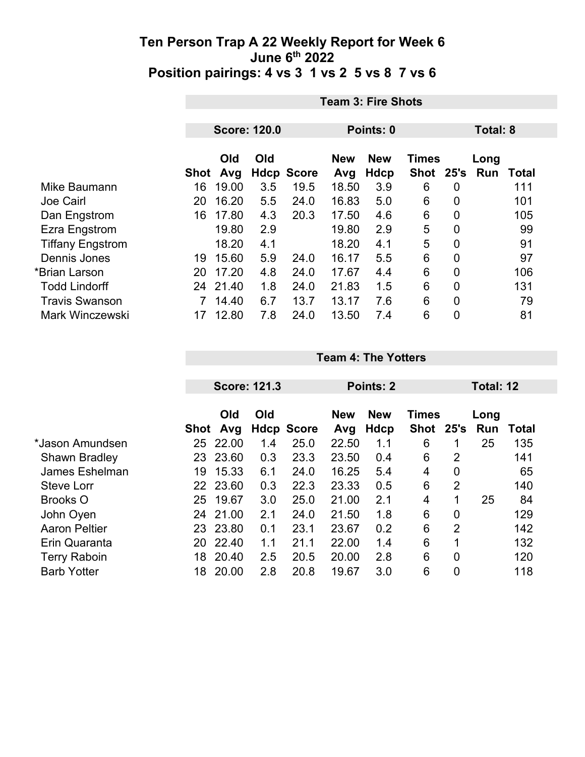# Ten Person Trap A 22 Weekly Report for Week 6
## June 6th 2022
## Position pairings: 4 vs 3 1 vs 2 5 vs 8 7 vs 6

**Team 3: Fire Shots**

**Score: 120.0** | **Points: 0** | **Total: 8**

| | Shot | Old Avg | Old Hdcp | Score | New Avg | New Hdcp | Times Shot | 25's | Long Run | Total |
|---|---|---|---|---|---|---|---|---|---|---|
| Mike Baumann | 16 | 19.00 | 3.5 | 19.5 | 18.50 | 3.9 | 6 | 0 | | 111 |
| Joe Cairl | 20 | 16.20 | 5.5 | 24.0 | 16.83 | 5.0 | 6 | 0 | | 101 |
| Dan Engstrom | 16 | 17.80 | 4.3 | 20.3 | 17.50 | 4.6 | 6 | 0 | | 105 |
| Ezra Engstrom | | 19.80 | 2.9 | | 19.80 | 2.9 | 5 | 0 | | 99 |
| Tiffany Engstrom | | 18.20 | 4.1 | | 18.20 | 4.1 | 5 | 0 | | 91 |
| Dennis Jones | 19 | 15.60 | 5.9 | 24.0 | 16.17 | 5.5 | 6 | 0 | | 97 |
| *Brian Larson | 20 | 17.20 | 4.8 | 24.0 | 17.67 | 4.4 | 6 | 0 | | 106 |
| Todd Lindorff | 24 | 21.40 | 1.8 | 24.0 | 21.83 | 1.5 | 6 | 0 | | 131 |
| Travis Swanson | 7 | 14.40 | 6.7 | 13.7 | 13.17 | 7.6 | 6 | 0 | | 79 |
| Mark Winczewski | 17 | 12.80 | 7.8 | 24.0 | 13.50 | 7.4 | 6 | 0 | | 81 |

**Team 4: The Yotters**

**Score: 121.3** | **Points: 2** | **Total: 12**

| | Shot | Old Avg | Old Hdcp | Score | New Avg | New Hdcp | Times Shot | 25's | Long Run | Total |
|---|---|---|---|---|---|---|---|---|---|---|
| *Jason Amundsen | 25 | 22.00 | 1.4 | 25.0 | 22.50 | 1.1 | 6 | 1 | 25 | 135 |
| Shawn Bradley | 23 | 23.60 | 0.3 | 23.3 | 23.50 | 0.4 | 6 | 2 | | 141 |
| James Eshelman | 19 | 15.33 | 6.1 | 24.0 | 16.25 | 5.4 | 4 | 0 | | 65 |
| Steve Lorr | 22 | 23.60 | 0.3 | 22.3 | 23.33 | 0.5 | 6 | 2 | | 140 |
| Brooks O | 25 | 19.67 | 3.0 | 25.0 | 21.00 | 2.1 | 4 | 1 | 25 | 84 |
| John Oyen | 24 | 21.00 | 2.1 | 24.0 | 21.50 | 1.8 | 6 | 0 | | 129 |
| Aaron Peltier | 23 | 23.80 | 0.1 | 23.1 | 23.67 | 0.2 | 6 | 2 | | 142 |
| Erin Quaranta | 20 | 22.40 | 1.1 | 21.1 | 22.00 | 1.4 | 6 | 1 | | 132 |
| Terry Raboin | 18 | 20.40 | 2.5 | 20.5 | 20.00 | 2.8 | 6 | 0 | | 120 |
| Barb Yotter | 18 | 20.00 | 2.8 | 20.8 | 19.67 | 3.0 | 6 | 0 | | 118 |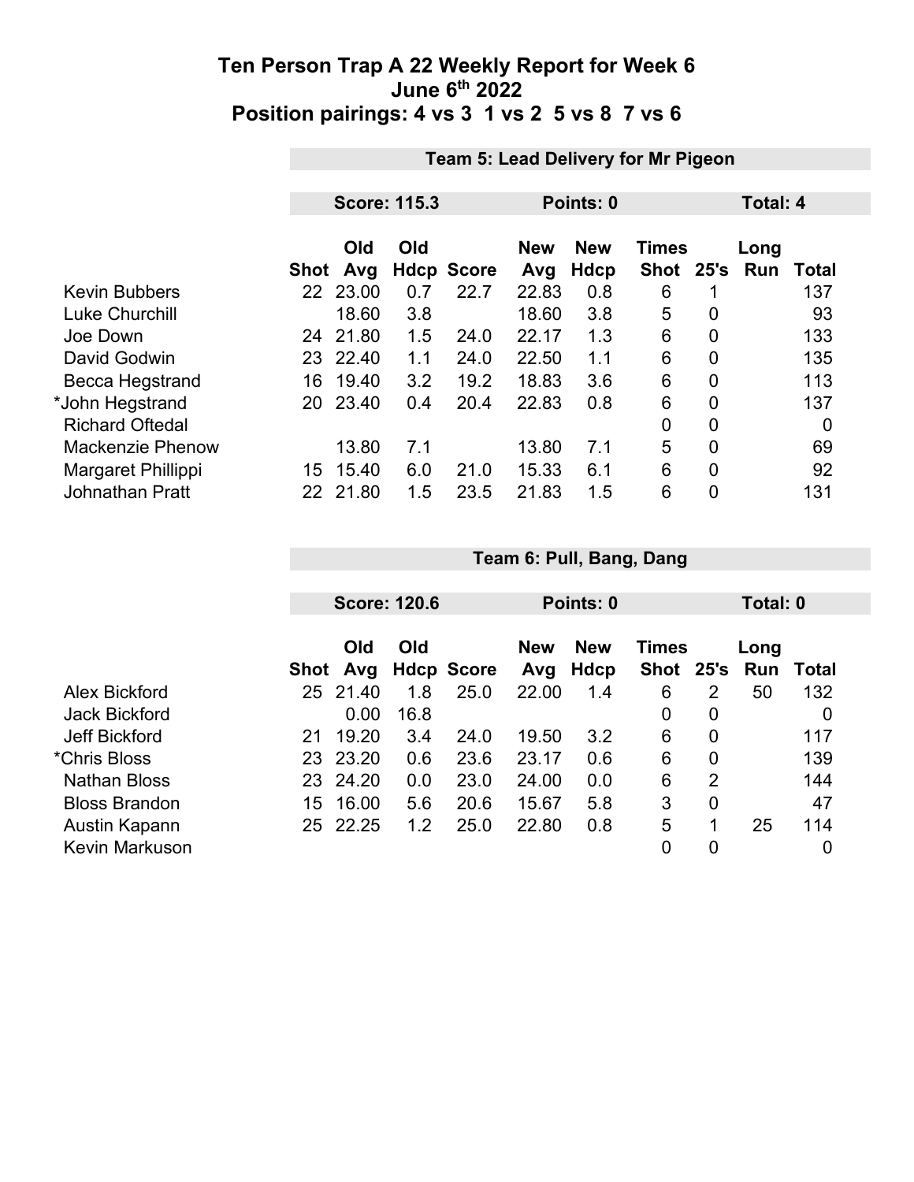# Ten Person Trap A 22 Weekly Report for Week 6
# June 6th 2022
# Position pairings: 4 vs 3 1 vs 2 5 vs 8 7 vs 6

## Team 5: Lead Delivery for Mr Pigeon

**Score: 115.3** | **Points: 0** | **Total: 4**

| | Shot | Old Avg | Old Hdcp | Score | New Avg | New Hdcp | Times Shot | 25's | Long Run | Total |
|---|---|---|---|---|---|---|---|---|---|---|
| Kevin Bubbers | 22 | 23.00 | 0.7 | 22.7 | 22.83 | 0.8 | 6 | 1 | | 137 |
| Luke Churchill | | 18.60 | 3.8 | | 18.60 | 3.8 | 5 | 0 | | 93 |
| Joe Down | 24 | 21.80 | 1.5 | 24.0 | 22.17 | 1.3 | 6 | 0 | | 133 |
| David Godwin | 23 | 22.40 | 1.1 | 24.0 | 22.50 | 1.1 | 6 | 0 | | 135 |
| Becca Hegstrand | 16 | 19.40 | 3.2 | 19.2 | 18.83 | 3.6 | 6 | 0 | | 113 |
| *John Hegstrand | 20 | 23.40 | 0.4 | 20.4 | 22.83 | 0.8 | 6 | 0 | | 137 |
| Richard Oftedal | | | | | | | 0 | 0 | | 0 |
| Mackenzie Phenow | | 13.80 | 7.1 | | 13.80 | 7.1 | 5 | 0 | | 69 |
| Margaret Phillippi | 15 | 15.40 | 6.0 | 21.0 | 15.33 | 6.1 | 6 | 0 | | 92 |
| Johnathan Pratt | 22 | 21.80 | 1.5 | 23.5 | 21.83 | 1.5 | 6 | 0 | | 131 |

## Team 6: Pull, Bang, Dang

**Score: 120.6** | **Points: 0** | **Total: 0**

| | Shot | Old Avg | Old Hdcp | Score | New Avg | New Hdcp | Times Shot | 25's | Long Run | Total |
|---|---|---|---|---|---|---|---|---|---|---|
| Alex Bickford | 25 | 21.40 | 1.8 | 25.0 | 22.00 | 1.4 | 6 | 2 | 50 | 132 |
| Jack Bickford | | 0.00 | 16.8 | | | | 0 | 0 | | 0 |
| Jeff Bickford | 21 | 19.20 | 3.4 | 24.0 | 19.50 | 3.2 | 6 | 0 | | 117 |
| *Chris Bloss | 23 | 23.20 | 0.6 | 23.6 | 23.17 | 0.6 | 6 | 0 | | 139 |
| Nathan Bloss | 23 | 24.20 | 0.0 | 23.0 | 24.00 | 0.0 | 6 | 2 | | 144 |
| Bloss Brandon | 15 | 16.00 | 5.6 | 20.6 | 15.67 | 5.8 | 3 | 0 | | 47 |
| Austin Kapann | 25 | 22.25 | 1.2 | 25.0 | 22.80 | 0.8 | 5 | 1 | 25 | 114 |
| Kevin Markuson | | | | | | | 0 | 0 | | 0 |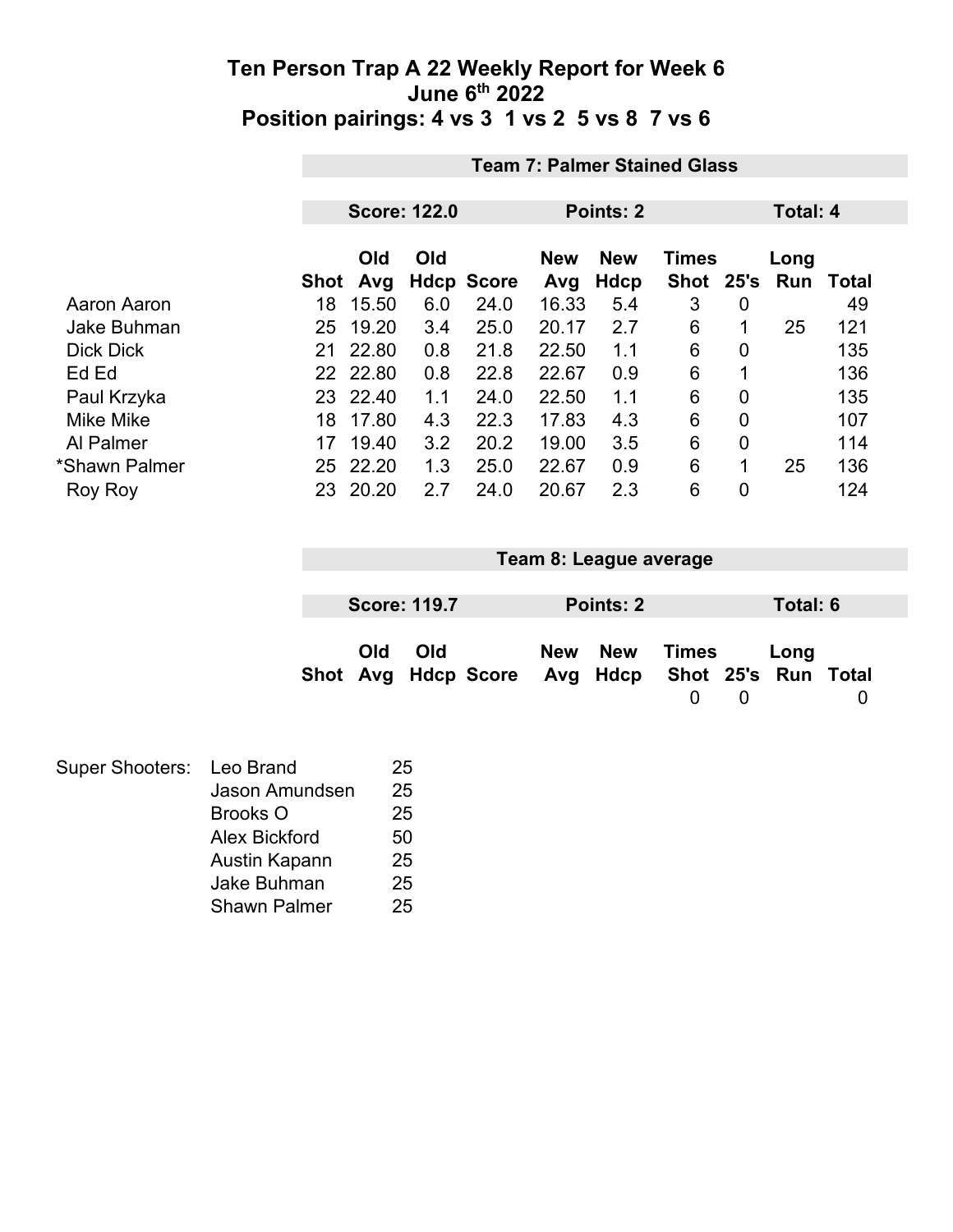# Ten Person Trap A 22 Weekly Report for Week 6
## June 6th 2022
## Position pairings: 4 vs 3 1 vs 2 5 vs 8 7 vs 6

**Team 7: Palmer Stained Glass**

**Score: 122.0** | **Points: 2** | **Total: 4**

| | Shot | Old Avg | Old Hdcp | Score | New Avg | New Hdcp | Times Shot | 25's | Long Run | Total |
|---|---|---|---|---|---|---|---|---|---|---|
| Aaron Aaron | 18 | 15.50 | 6.0 | 24.0 | 16.33 | 5.4 | 3 | 0 | | 49 |
| Jake Buhman | 25 | 19.20 | 3.4 | 25.0 | 20.17 | 2.7 | 6 | 1 | 25 | 121 |
| Dick Dick | 21 | 22.80 | 0.8 | 21.8 | 22.50 | 1.1 | 6 | 0 | | 135 |
| Ed Ed | 22 | 22.80 | 0.8 | 22.8 | 22.67 | 0.9 | 6 | 1 | | 136 |
| Paul Krzyka | 23 | 22.40 | 1.1 | 24.0 | 22.50 | 1.1 | 6 | 0 | | 135 |
| Mike Mike | 18 | 17.80 | 4.3 | 22.3 | 17.83 | 4.3 | 6 | 0 | | 107 |
| Al Palmer | 17 | 19.40 | 3.2 | 20.2 | 19.00 | 3.5 | 6 | 0 | | 114 |
| *Shawn Palmer | 25 | 22.20 | 1.3 | 25.0 | 22.67 | 0.9 | 6 | 1 | 25 | 136 |
| Roy Roy | 23 | 20.20 | 2.7 | 24.0 | 20.67 | 2.3 | 6 | 0 | | 124 |

**Team 8: League average**

**Score: 119.7** | **Points: 2** | **Total: 6**

| Shot | Old Avg | Old Hdcp | Score | New Avg | New Hdcp | Times Shot | 25's | Long Run | Total |
|---|---|---|---|---|---|---|---|---|---|
| | | | | | | 0 | 0 | | 0 |

| Super Shooters: | | |
|---|---|---|
| | Leo Brand | 25 |
| | Jason Amundsen | 25 |
| | Brooks O | 25 |
| | Alex Bickford | 50 |
| | Austin Kapann | 25 |
| | Jake Buhman | 25 |
| | Shawn Palmer | 25 |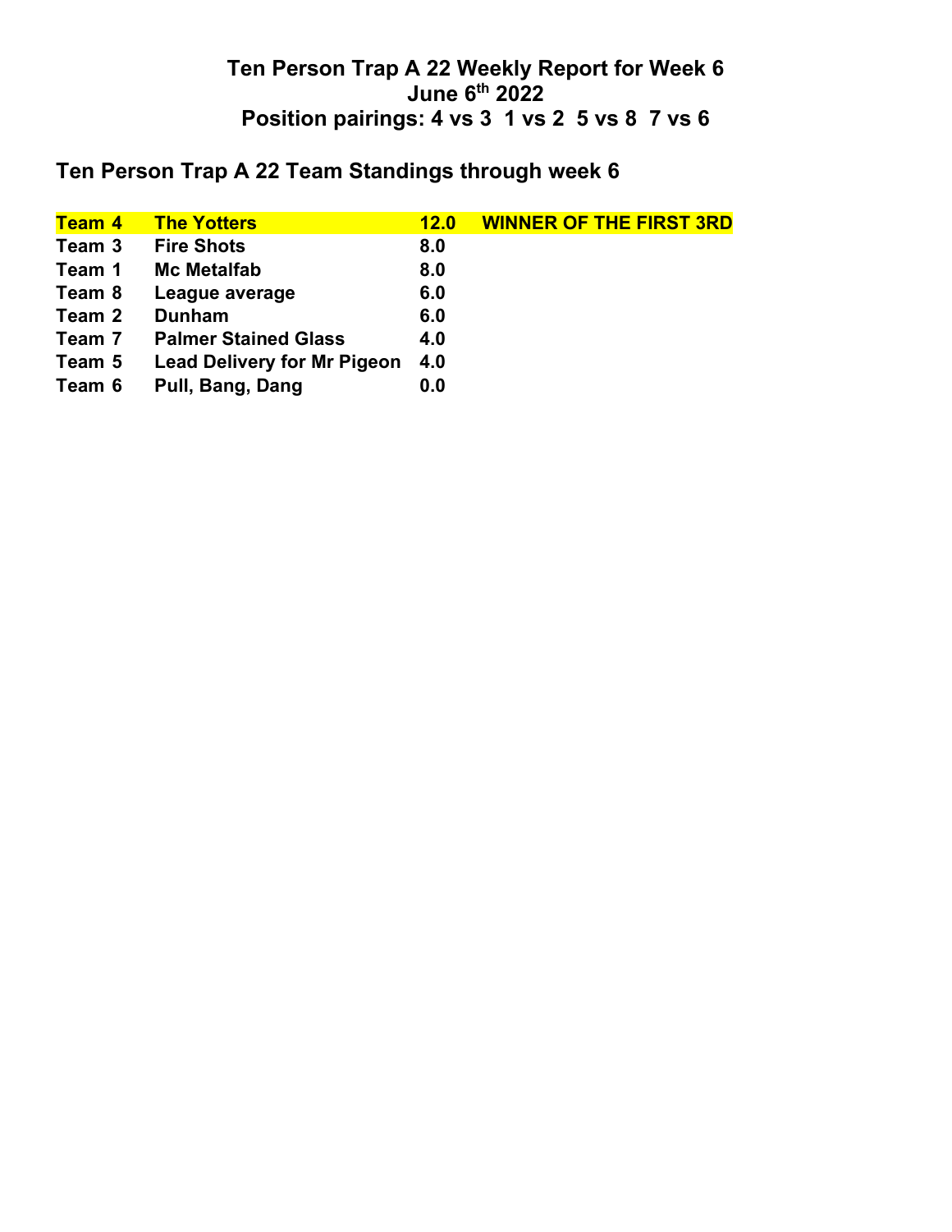# Ten Person Trap A 22 Weekly Report for Week 6
## June 6th 2022
## Position pairings: 4 vs 3  1 vs 2  5 vs 8  7 vs 6

## Ten Person Trap A 22 Team Standings through week 6

| | | | |
|---|---|---|---|
| **Team 4** | **The Yotters** | **12.0** | **WINNER OF THE FIRST 3RD** |
| **Team 3** | **Fire Shots** | **8.0** | |
| **Team 1** | **Mc Metalfab** | **8.0** | |
| **Team 8** | **League average** | **6.0** | |
| **Team 2** | **Dunham** | **6.0** | |
| **Team 7** | **Palmer Stained Glass** | **4.0** | |
| **Team 5** | **Lead Delivery for Mr Pigeon** | **4.0** | |
| **Team 6** | **Pull, Bang, Dang** | **0.0** | |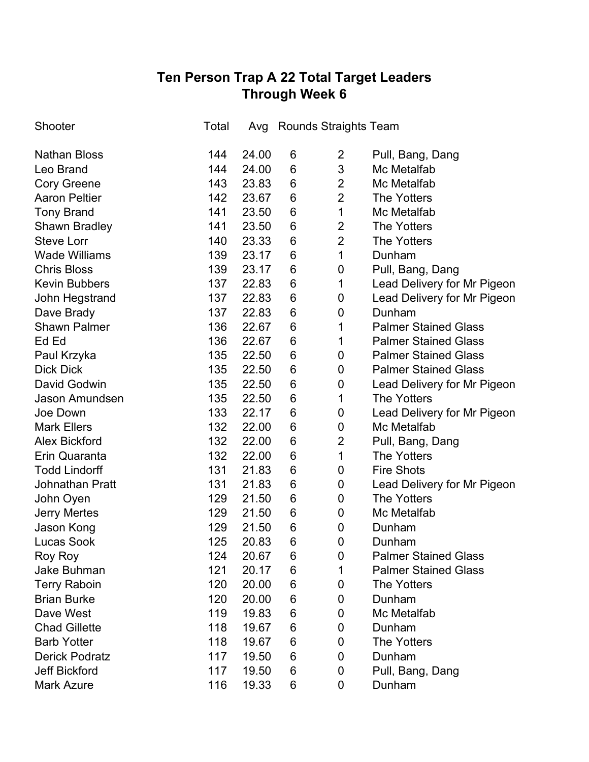## Ten Person Trap A 22 Total Target Leaders
## Through Week 6

| Shooter | Total | Avg | Rounds | Straights | Team |
|---|---|---|---|---|---|
| Nathan Bloss | 144 | 24.00 | 6 | 2 | Pull, Bang, Dang |
| Leo Brand | 144 | 24.00 | 6 | 3 | Mc Metalfab |
| Cory Greene | 143 | 23.83 | 6 | 2 | Mc Metalfab |
| Aaron Peltier | 142 | 23.67 | 6 | 2 | The Yotters |
| Tony Brand | 141 | 23.50 | 6 | 1 | Mc Metalfab |
| Shawn Bradley | 141 | 23.50 | 6 | 2 | The Yotters |
| Steve Lorr | 140 | 23.33 | 6 | 2 | The Yotters |
| Wade Williams | 139 | 23.17 | 6 | 1 | Dunham |
| Chris Bloss | 139 | 23.17 | 6 | 0 | Pull, Bang, Dang |
| Kevin Bubbers | 137 | 22.83 | 6 | 1 | Lead Delivery for Mr Pigeon |
| John Hegstrand | 137 | 22.83 | 6 | 0 | Lead Delivery for Mr Pigeon |
| Dave Brady | 137 | 22.83 | 6 | 0 | Dunham |
| Shawn Palmer | 136 | 22.67 | 6 | 1 | Palmer Stained Glass |
| Ed Ed | 136 | 22.67 | 6 | 1 | Palmer Stained Glass |
| Paul Krzyka | 135 | 22.50 | 6 | 0 | Palmer Stained Glass |
| Dick Dick | 135 | 22.50 | 6 | 0 | Palmer Stained Glass |
| David Godwin | 135 | 22.50 | 6 | 0 | Lead Delivery for Mr Pigeon |
| Jason Amundsen | 135 | 22.50 | 6 | 1 | The Yotters |
| Joe Down | 133 | 22.17 | 6 | 0 | Lead Delivery for Mr Pigeon |
| Mark Ellers | 132 | 22.00 | 6 | 0 | Mc Metalfab |
| Alex Bickford | 132 | 22.00 | 6 | 2 | Pull, Bang, Dang |
| Erin Quaranta | 132 | 22.00 | 6 | 1 | The Yotters |
| Todd Lindorff | 131 | 21.83 | 6 | 0 | Fire Shots |
| Johnathan Pratt | 131 | 21.83 | 6 | 0 | Lead Delivery for Mr Pigeon |
| John Oyen | 129 | 21.50 | 6 | 0 | The Yotters |
| Jerry Mertes | 129 | 21.50 | 6 | 0 | Mc Metalfab |
| Jason Kong | 129 | 21.50 | 6 | 0 | Dunham |
| Lucas Sook | 125 | 20.83 | 6 | 0 | Dunham |
| Roy Roy | 124 | 20.67 | 6 | 0 | Palmer Stained Glass |
| Jake Buhman | 121 | 20.17 | 6 | 1 | Palmer Stained Glass |
| Terry Raboin | 120 | 20.00 | 6 | 0 | The Yotters |
| Brian Burke | 120 | 20.00 | 6 | 0 | Dunham |
| Dave West | 119 | 19.83 | 6 | 0 | Mc Metalfab |
| Chad Gillette | 118 | 19.67 | 6 | 0 | Dunham |
| Barb Yotter | 118 | 19.67 | 6 | 0 | The Yotters |
| Derick Podratz | 117 | 19.50 | 6 | 0 | Dunham |
| Jeff Bickford | 117 | 19.50 | 6 | 0 | Pull, Bang, Dang |
| Mark Azure | 116 | 19.33 | 6 | 0 | Dunham |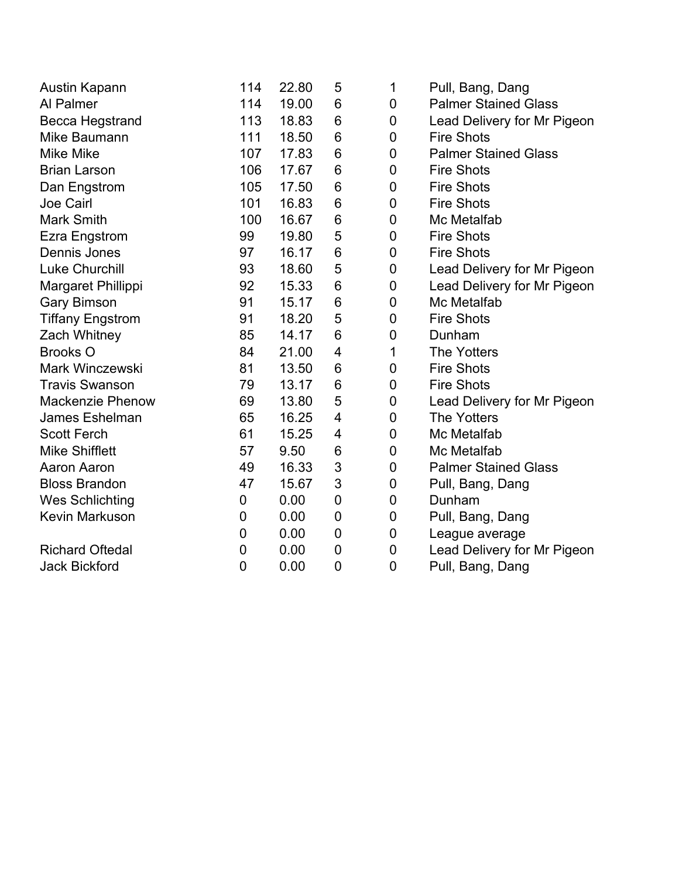| | | | | | |
|---|---|---|---|---|---|
| Austin Kapann | 114 | 22.80 | 5 | 1 | Pull, Bang, Dang |
| Al Palmer | 114 | 19.00 | 6 | 0 | Palmer Stained Glass |
| Becca Hegstrand | 113 | 18.83 | 6 | 0 | Lead Delivery for Mr Pigeon |
| Mike Baumann | 111 | 18.50 | 6 | 0 | Fire Shots |
| Mike Mike | 107 | 17.83 | 6 | 0 | Palmer Stained Glass |
| Brian Larson | 106 | 17.67 | 6 | 0 | Fire Shots |
| Dan Engstrom | 105 | 17.50 | 6 | 0 | Fire Shots |
| Joe Cairl | 101 | 16.83 | 6 | 0 | Fire Shots |
| Mark Smith | 100 | 16.67 | 6 | 0 | Mc Metalfab |
| Ezra Engstrom | 99 | 19.80 | 5 | 0 | Fire Shots |
| Dennis Jones | 97 | 16.17 | 6 | 0 | Fire Shots |
| Luke Churchill | 93 | 18.60 | 5 | 0 | Lead Delivery for Mr Pigeon |
| Margaret Phillippi | 92 | 15.33 | 6 | 0 | Lead Delivery for Mr Pigeon |
| Gary Bimson | 91 | 15.17 | 6 | 0 | Mc Metalfab |
| Tiffany Engstrom | 91 | 18.20 | 5 | 0 | Fire Shots |
| Zach Whitney | 85 | 14.17 | 6 | 0 | Dunham |
| Brooks O | 84 | 21.00 | 4 | 1 | The Yotters |
| Mark Winczewski | 81 | 13.50 | 6 | 0 | Fire Shots |
| Travis Swanson | 79 | 13.17 | 6 | 0 | Fire Shots |
| Mackenzie Phenow | 69 | 13.80 | 5 | 0 | Lead Delivery for Mr Pigeon |
| James Eshelman | 65 | 16.25 | 4 | 0 | The Yotters |
| Scott Ferch | 61 | 15.25 | 4 | 0 | Mc Metalfab |
| Mike Shifflett | 57 | 9.50 | 6 | 0 | Mc Metalfab |
| Aaron Aaron | 49 | 16.33 | 3 | 0 | Palmer Stained Glass |
| Bloss Brandon | 47 | 15.67 | 3 | 0 | Pull, Bang, Dang |
| Wes Schlichting | 0 | 0.00 | 0 | 0 | Dunham |
| Kevin Markuson | 0 | 0.00 | 0 | 0 | Pull, Bang, Dang |
| | 0 | 0.00 | 0 | 0 | League average |
| Richard Oftedal | 0 | 0.00 | 0 | 0 | Lead Delivery for Mr Pigeon |
| Jack Bickford | 0 | 0.00 | 0 | 0 | Pull, Bang, Dang |